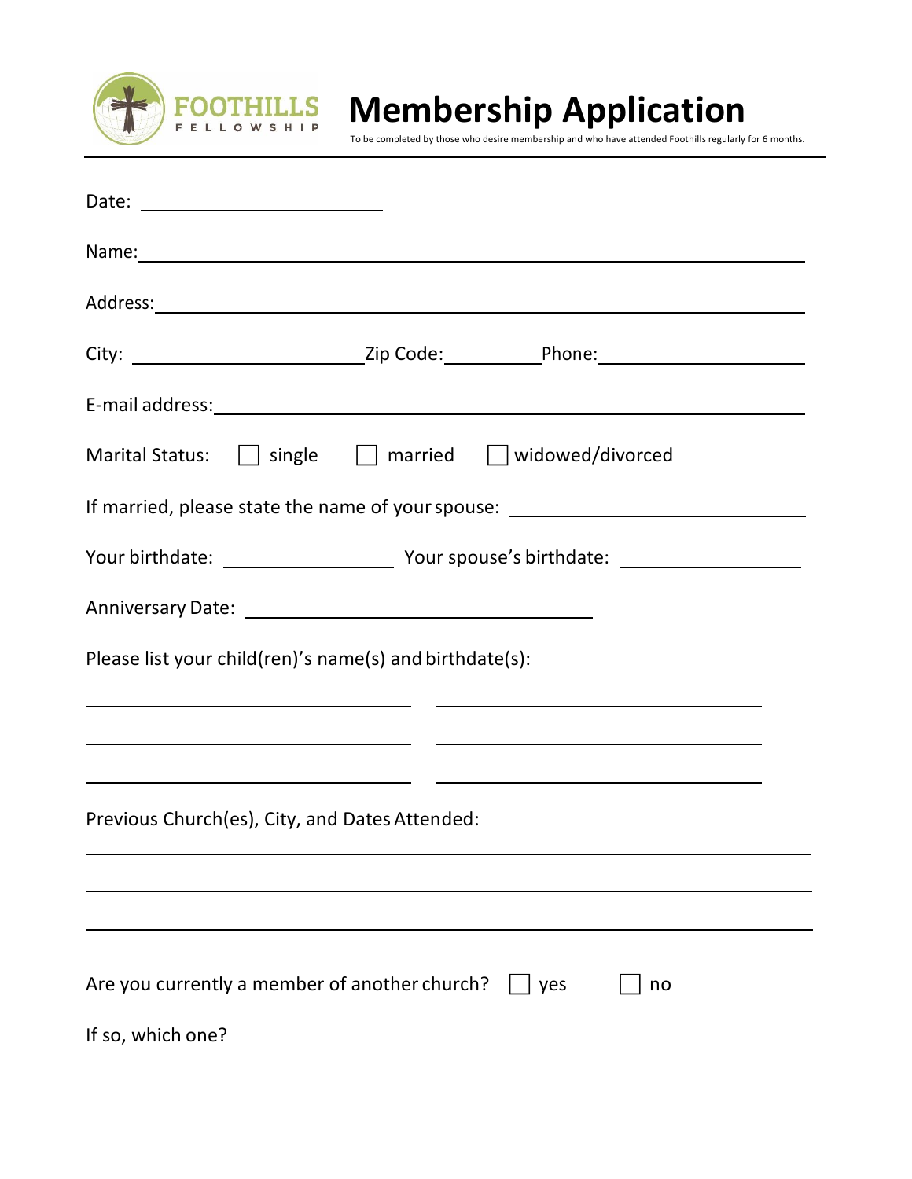FOOTHILLS FELLOWSHIP

# Membership Application

To be completed by those who desire membership and who have attended Foothills regularly for 6 months.

Date: ______________________

Name: ____________________________________________________________

Address: __________________________________________________________

City: ______________________ Zip Code: __________ Phone: ________________

E-mail address: ____________________________________________________

Marital Status: ☐ single ☐ married ☐ widowed/divorced

If married, please state the name of your spouse: ___________________________

Your birthdate: ________________ Your spouse's birthdate: ________________

Anniversary Date: ______________________________

Please list your child(ren)'s name(s) and birthdate(s):

______________________________ ______________________________

______________________________ ______________________________

______________________________ ______________________________

Previous Church(es), City, and Dates Attended:

__________________________________________________________________

__________________________________________________________________

__________________________________________________________________

Are you currently a member of another church? ☐ yes ☐ no

If so, which one? __________________________________________________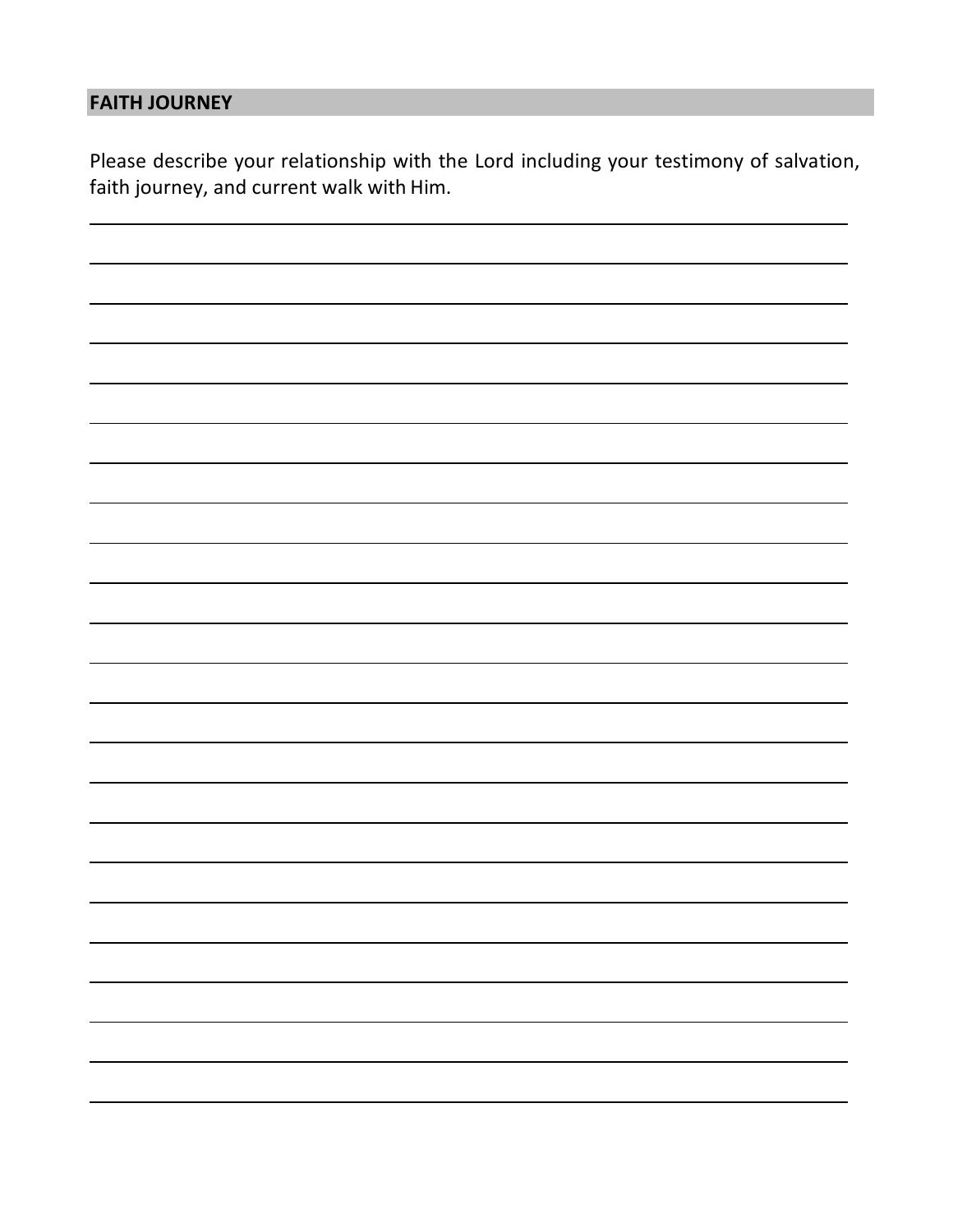## FAITH JOURNEY

Please describe your relationship with the Lord including your testimony of salvation, faith journey, and current walk with Him.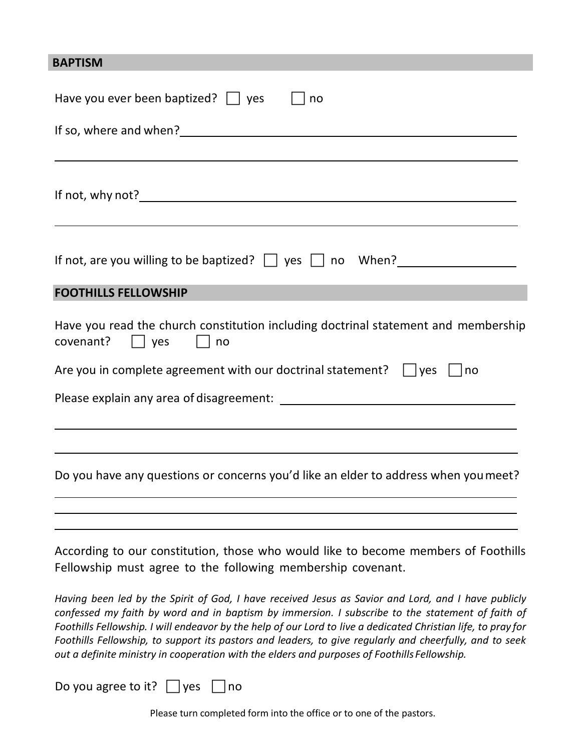## BAPTISM

Have you ever been baptized? ☐ yes ☐ no

If so, where and when? \_\_\_\_\_\_\_\_\_\_\_\_\_\_\_\_\_\_\_\_\_\_\_\_\_\_\_\_\_\_\_\_\_\_\_\_\_\_\_\_\_\_\_\_\_\_

\_\_\_\_\_\_\_\_\_\_\_\_\_\_\_\_\_\_\_\_\_\_\_\_\_\_\_\_\_\_\_\_\_\_\_\_\_\_\_\_\_\_\_\_\_\_\_\_\_\_\_\_\_\_\_\_\_\_\_\_\_\_

If not, why not? \_\_\_\_\_\_\_\_\_\_\_\_\_\_\_\_\_\_\_\_\_\_\_\_\_\_\_\_\_\_\_\_\_\_\_\_\_\_\_\_\_\_\_\_\_\_\_\_\_\_\_

\_\_\_\_\_\_\_\_\_\_\_\_\_\_\_\_\_\_\_\_\_\_\_\_\_\_\_\_\_\_\_\_\_\_\_\_\_\_\_\_\_\_\_\_\_\_\_\_\_\_\_\_\_\_\_\_\_\_\_\_\_\_

If not, are you willing to be baptized? ☐ yes ☐ no When? \_\_\_\_\_\_\_\_\_\_\_\_\_\_\_\_\_\_

## FOOTHILLS FELLOWSHIP

Have you read the church constitution including doctrinal statement and membership covenant? ☐ yes ☐ no

Are you in complete agreement with our doctrinal statement? ☐ yes ☐ no

Please explain any area of disagreement: \_\_\_\_\_\_\_\_\_\_\_\_\_\_\_\_\_\_\_\_\_\_\_\_\_\_\_\_\_\_\_\_\_\_\_\_\_\_

\_\_\_\_\_\_\_\_\_\_\_\_\_\_\_\_\_\_\_\_\_\_\_\_\_\_\_\_\_\_\_\_\_\_\_\_\_\_\_\_\_\_\_\_\_\_\_\_\_\_\_\_\_\_\_\_\_\_\_\_\_\_

\_\_\_\_\_\_\_\_\_\_\_\_\_\_\_\_\_\_\_\_\_\_\_\_\_\_\_\_\_\_\_\_\_\_\_\_\_\_\_\_\_\_\_\_\_\_\_\_\_\_\_\_\_\_\_\_\_\_\_\_\_\_

Do you have any questions or concerns you'd like an elder to address when you meet?

\_\_\_\_\_\_\_\_\_\_\_\_\_\_\_\_\_\_\_\_\_\_\_\_\_\_\_\_\_\_\_\_\_\_\_\_\_\_\_\_\_\_\_\_\_\_\_\_\_\_\_\_\_\_\_\_\_\_\_\_\_\_

\_\_\_\_\_\_\_\_\_\_\_\_\_\_\_\_\_\_\_\_\_\_\_\_\_\_\_\_\_\_\_\_\_\_\_\_\_\_\_\_\_\_\_\_\_\_\_\_\_\_\_\_\_\_\_\_\_\_\_\_\_\_

\_\_\_\_\_\_\_\_\_\_\_\_\_\_\_\_\_\_\_\_\_\_\_\_\_\_\_\_\_\_\_\_\_\_\_\_\_\_\_\_\_\_\_\_\_\_\_\_\_\_\_\_\_\_\_\_\_\_\_\_\_\_

According to our constitution, those who would like to become members of Foothills Fellowship must agree to the following membership covenant.

*Having been led by the Spirit of God, I have received Jesus as Savior and Lord, and I have publicly confessed my faith by word and in baptism by immersion. I subscribe to the statement of faith of Foothills Fellowship. I will endeavor by the help of our Lord to live a dedicated Christian life, to pray for Foothills Fellowship, to support its pastors and leaders, to give regularly and cheerfully, and to seek out a definite ministry in cooperation with the elders and purposes of Foothills Fellowship.*

Do you agree to it? ☐ yes ☐ no

Please turn completed form into the office or to one of the pastors.